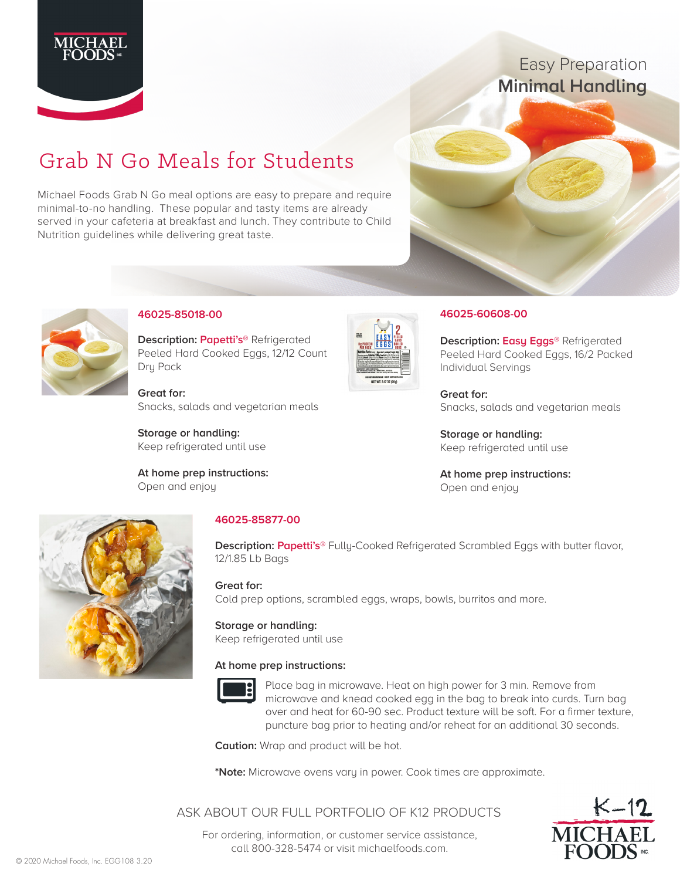MICHAEL FOODS INC.

Easy Preparation
**Minimal Handling**

# Grab N Go Meals for Students

Michael Foods Grab N Go meal options are easy to prepare and require minimal-to-no handling. These popular and tasty items are already served in your cafeteria at breakfast and lunch. They contribute to Child Nutrition guidelines while delivering great taste.

## 46025-85018-00

**Description:** Papetti's® Refrigerated Peeled Hard Cooked Eggs, 12/12 Count Dry Pack

**Great for:**
Snacks, salads and vegetarian meals

**Storage or handling:**
Keep refrigerated until use

**At home prep instructions:**
Open and enjoy

## 46025-60608-00

**Description:** Easy Eggs® Refrigerated Peeled Hard Cooked Eggs, 16/2 Packed Individual Servings

**Great for:**
Snacks, salads and vegetarian meals

**Storage or handling:**
Keep refrigerated until use

**At home prep instructions:**
Open and enjoy

## 46025-85877-00

**Description:** Papetti's® Fully-Cooked Refrigerated Scrambled Eggs with butter flavor, 12/1.85 Lb Bags

**Great for:**
Cold prep options, scrambled eggs, wraps, bowls, burritos and more.

**Storage or handling:**
Keep refrigerated until use

**At home prep instructions:**

Place bag in microwave. Heat on high power for 3 min. Remove from microwave and knead cooked egg in the bag to break into curds. Turn bag over and heat for 60-90 sec. Product texture will be soft. For a firmer texture, puncture bag prior to heating and/or reheat for an additional 30 seconds.

**Caution:** Wrap and product will be hot.

***Note:** Microwave ovens vary in power. Cook times are approximate.

ASK ABOUT OUR FULL PORTFOLIO OF K12 PRODUCTS

For ordering, information, or customer service assistance, call 800-328-5474 or visit michaelfoods.com.

K-12 MICHAEL FOODS INC.

© 2020 Michael Foods, Inc. EGG108 3.20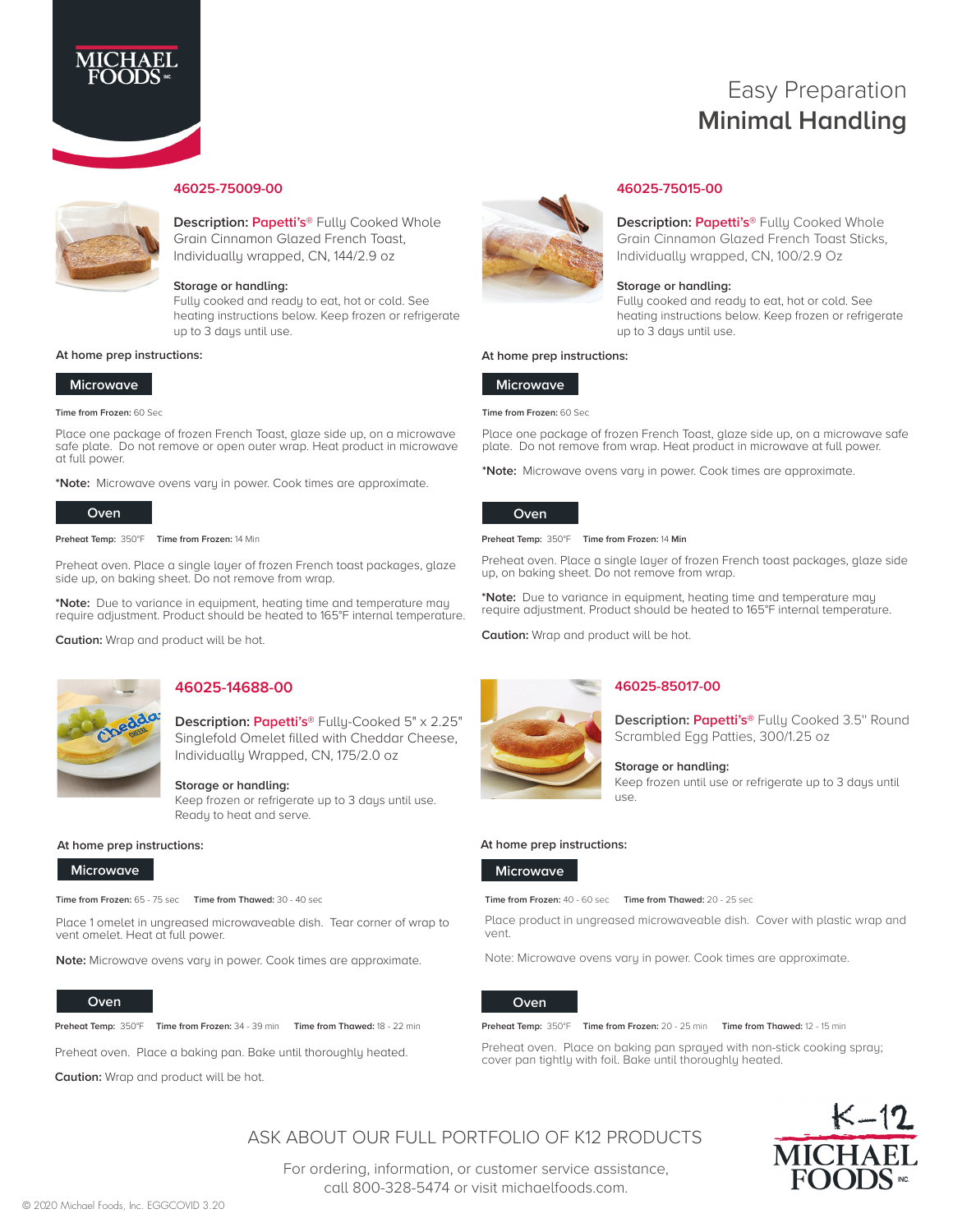# Easy Preparation
## Minimal Handling

### 46025-75009-00

**Description:** Papetti's® Fully Cooked Whole Grain Cinnamon Glazed French Toast, Individually wrapped, CN, 144/2.9 oz

**Storage or handling:**
Fully cooked and ready to eat, hot or cold. See heating instructions below. Keep frozen or refrigerate up to 3 days until use.

**At home prep instructions:**

**Microwave**

**Time from Frozen:** 60 Sec

Place one package of frozen French Toast, glaze side up, on a microwave safe plate. Do not remove or open outer wrap. Heat product in microwave at full power.

***Note:** Microwave ovens vary in power. Cook times are approximate.

**Oven**

**Preheat Temp:** 350°F **Time from Frozen:** 14 Min

Preheat oven. Place a single layer of frozen French toast packages, glaze side up, on baking sheet. Do not remove from wrap.

***Note:** Due to variance in equipment, heating time and temperature may require adjustment. Product should be heated to 165°F internal temperature.

**Caution:** Wrap and product will be hot.

### 46025-75015-00

**Description:** Papetti's® Fully Cooked Whole Grain Cinnamon Glazed French Toast Sticks, Individually wrapped, CN, 100/2.9 Oz

**Storage or handling:**
Fully cooked and ready to eat, hot or cold. See heating instructions below. Keep frozen or refrigerate up to 3 days until use.

**At home prep instructions:**

**Microwave**

**Time from Frozen:** 60 Sec

Place one package of frozen French Toast, glaze side up, on a microwave safe plate. Do not remove from wrap. Heat product in microwave at full power.

***Note:** Microwave ovens vary in power. Cook times are approximate.

**Oven**

**Preheat Temp:** 350°F **Time from Frozen:** 14 **Min**

Preheat oven. Place a single layer of frozen French toast packages, glaze side up, on baking sheet. Do not remove from wrap.

***Note:** Due to variance in equipment, heating time and temperature may require adjustment. Product should be heated to 165°F internal temperature.

**Caution:** Wrap and product will be hot.

### 46025-14688-00

**Description:** Papetti's® Fully-Cooked 5" x 2.25" Singlefold Omelet filled with Cheddar Cheese, Individually Wrapped, CN, 175/2.0 oz

**Storage or handling:**
Keep frozen or refrigerate up to 3 days until use. Ready to heat and serve.

**At home prep instructions:**

**Microwave**

**Time from Frozen:** 65 - 75 sec **Time from Thawed:** 30 - 40 sec

Place 1 omelet in ungreased microwaveable dish. Tear corner of wrap to vent omelet. Heat at full power.

**Note:** Microwave ovens vary in power. Cook times are approximate.

**Oven**

**Preheat Temp:** 350°F **Time from Frozen:** 34 - 39 min **Time from Thawed:** 18 - 22 min

Preheat oven. Place a baking pan. Bake until thoroughly heated.

**Caution:** Wrap and product will be hot.

### 46025-85017-00

**Description:** Papetti's® Fully Cooked 3.5" Round Scrambled Egg Patties, 300/1.25 oz

**Storage or handling:**
Keep frozen until use or refrigerate up to 3 days until use.

**At home prep instructions:**

**Microwave**

**Time from Frozen:** 40 - 60 sec **Time from Thawed:** 20 - 25 sec

Place product in ungreased microwaveable dish. Cover with plastic wrap and vent.

Note: Microwave ovens vary in power. Cook times are approximate.

**Oven**

**Preheat Temp:** 350°F **Time from Frozen:** 20 - 25 min **Time from Thawed:** 12 - 15 min

Preheat oven. Place on baking pan sprayed with non-stick cooking spray; cover pan tightly with foil. Bake until thoroughly heated.

ASK ABOUT OUR FULL PORTFOLIO OF K12 PRODUCTS

For ordering, information, or customer service assistance, call 800-328-5474 or visit michaelfoods.com.

© 2020 Michael Foods, Inc. EGGCOVID 3.20